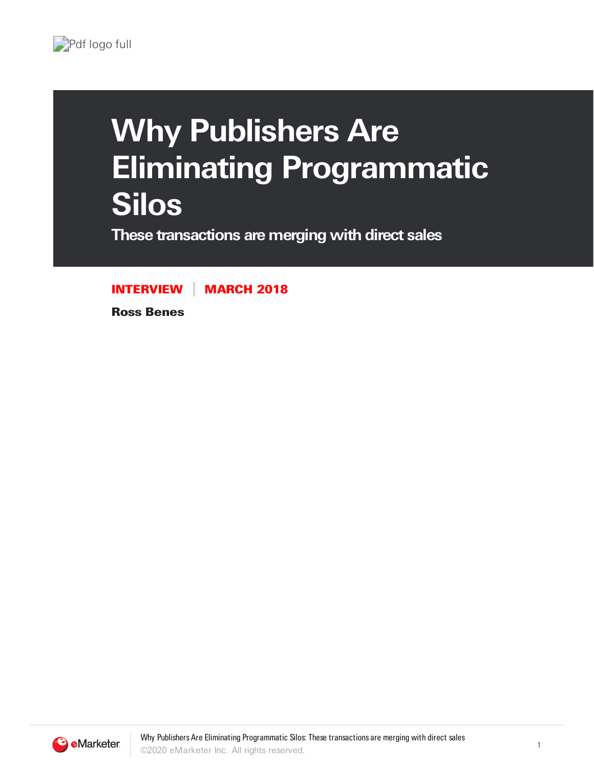# Why Publishers Are Eliminating Programmatic Silos

## These transactions are merging with direct sales

**INTERVIEW | MARCH 2018**

**Ross Benes**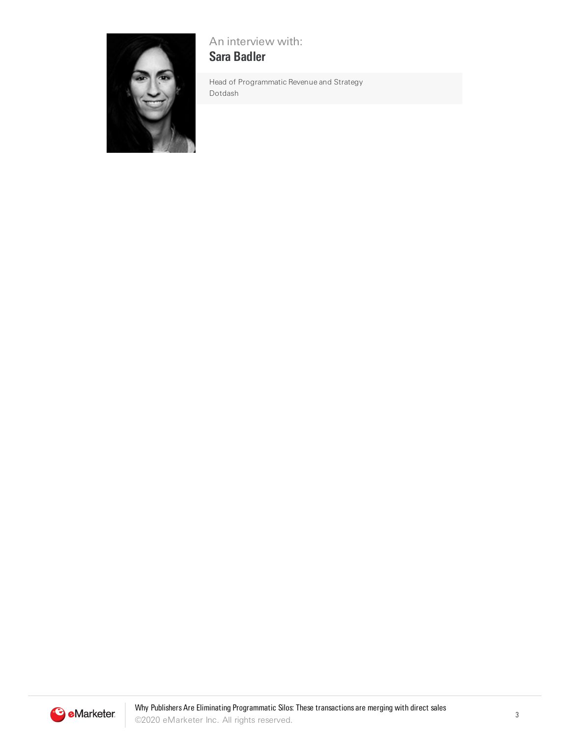An interview with:

**Sara Badler**

Head of Programmatic Revenue and Strategy
Dotdash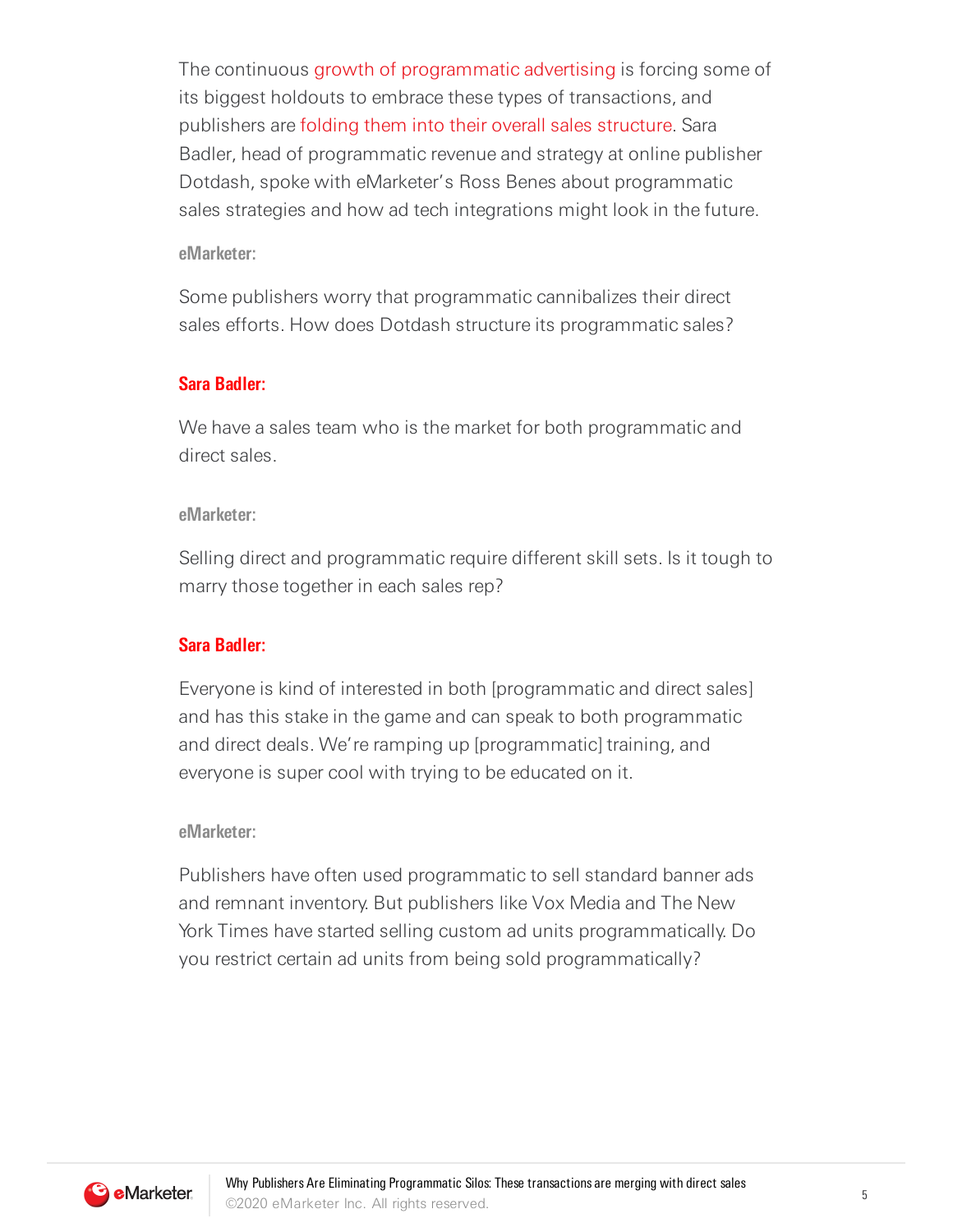The continuous growth of programmatic advertising is forcing some of its biggest holdouts to embrace these types of transactions, and publishers are folding them into their overall sales structure. Sara Badler, head of programmatic revenue and strategy at online publisher Dotdash, spoke with eMarketer's Ross Benes about programmatic sales strategies and how ad tech integrations might look in the future.

**eMarketer:**

Some publishers worry that programmatic cannibalizes their direct sales efforts. How does Dotdash structure its programmatic sales?

**Sara Badler:**

We have a sales team who is the market for both programmatic and direct sales.

**eMarketer:**

Selling direct and programmatic require different skill sets. Is it tough to marry those together in each sales rep?

**Sara Badler:**

Everyone is kind of interested in both [programmatic and direct sales] and has this stake in the game and can speak to both programmatic and direct deals. We're ramping up [programmatic] training, and everyone is super cool with trying to be educated on it.

**eMarketer:**

Publishers have often used programmatic to sell standard banner ads and remnant inventory. But publishers like Vox Media and The New York Times have started selling custom ad units programmatically. Do you restrict certain ad units from being sold programmatically?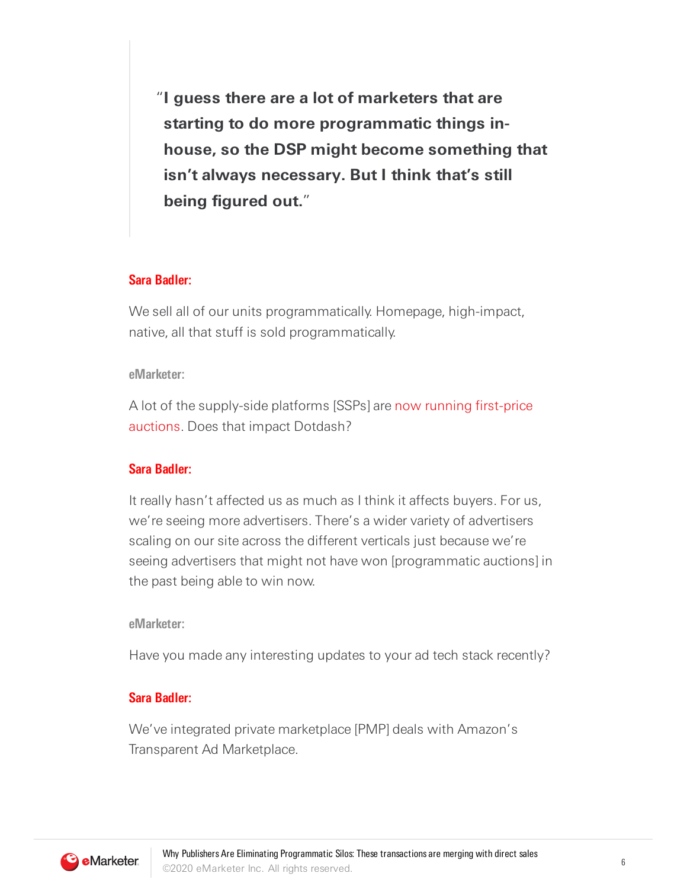> "**I guess there are a lot of marketers that are starting to do more programmatic things in-house, so the DSP might become something that isn't always necessary. But I think that's still being figured out.**"

**Sara Badler:**

We sell all of our units programmatically. Homepage, high-impact, native, all that stuff is sold programmatically.

**eMarketer:**

A lot of the supply-side platforms [SSPs] are now running first-price auctions. Does that impact Dotdash?

**Sara Badler:**

It really hasn't affected us as much as I think it affects buyers. For us, we're seeing more advertisers. There's a wider variety of advertisers scaling on our site across the different verticals just because we're seeing advertisers that might not have won [programmatic auctions] in the past being able to win now.

**eMarketer:**

Have you made any interesting updates to your ad tech stack recently?

**Sara Badler:**

We've integrated private marketplace [PMP] deals with Amazon's Transparent Ad Marketplace.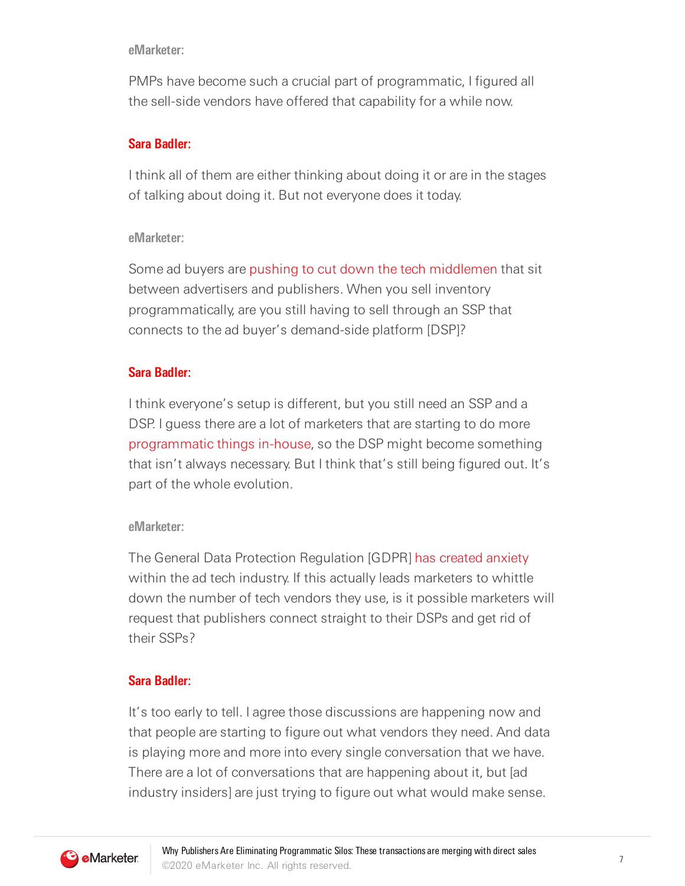**eMarketer:**

PMPs have become such a crucial part of programmatic, I figured all the sell-side vendors have offered that capability for a while now.

**Sara Badler:**

I think all of them are either thinking about doing it or are in the stages of talking about doing it. But not everyone does it today.

**eMarketer:**

Some ad buyers are pushing to cut down the tech middlemen that sit between advertisers and publishers. When you sell inventory programmatically, are you still having to sell through an SSP that connects to the ad buyer's demand-side platform [DSP]?

**Sara Badler:**

I think everyone's setup is different, but you still need an SSP and a DSP. I guess there are a lot of marketers that are starting to do more programmatic things in-house, so the DSP might become something that isn't always necessary. But I think that's still being figured out. It's part of the whole evolution.

**eMarketer:**

The General Data Protection Regulation [GDPR] has created anxiety within the ad tech industry. If this actually leads marketers to whittle down the number of tech vendors they use, is it possible marketers will request that publishers connect straight to their DSPs and get rid of their SSPs?

**Sara Badler:**

It's too early to tell. I agree those discussions are happening now and that people are starting to figure out what vendors they need. And data is playing more and more into every single conversation that we have. There are a lot of conversations that are happening about it, but [ad industry insiders] are just trying to figure out what would make sense.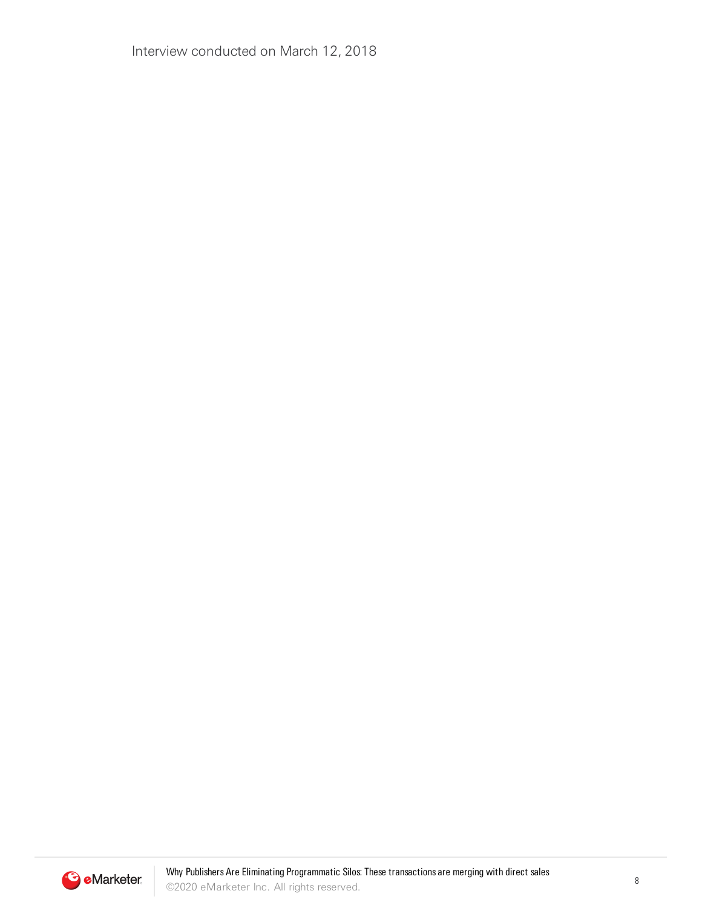Interview conducted on March 12, 2018